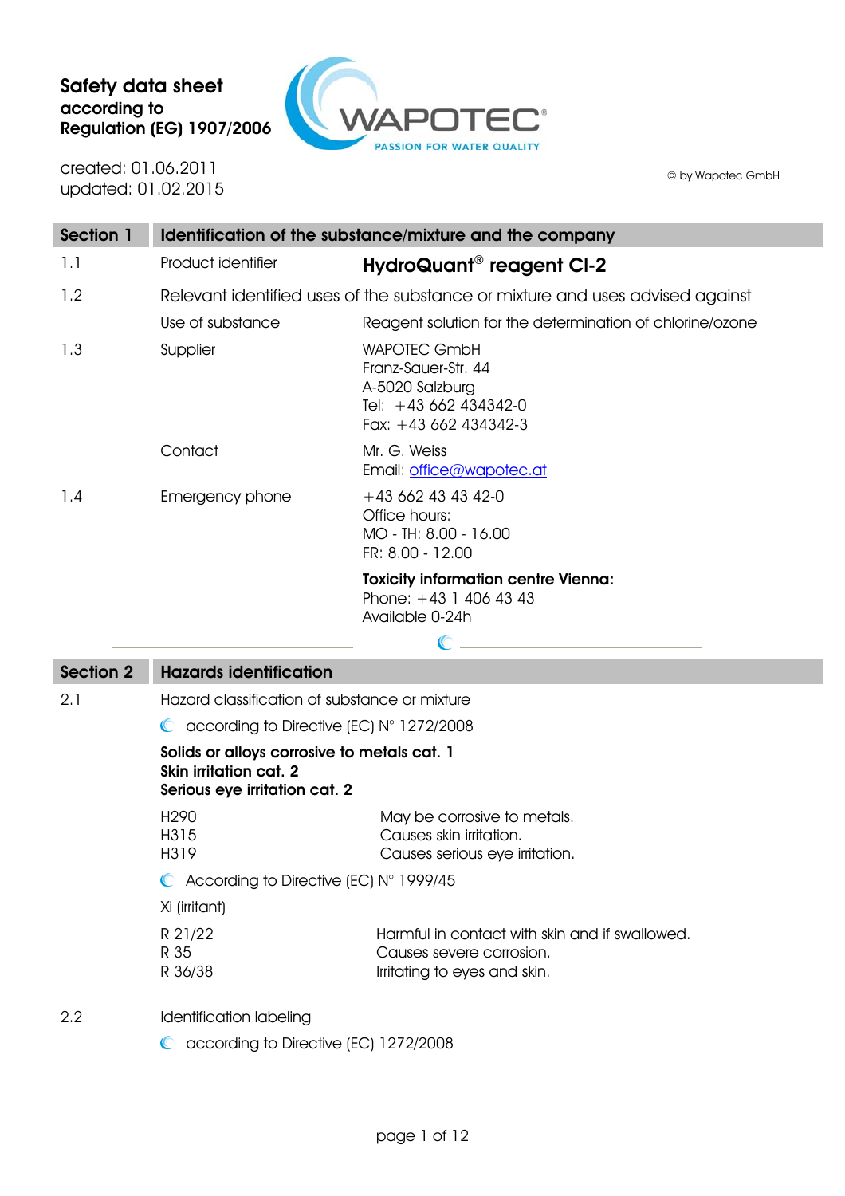# Safety data sheet according to Regulation (EG) 1907/2006

WAPOTEC®
PASSION FOR WATER QUALITY

created: 01.06.2011
updated: 01.02.2015

© by Wapotec GmbH

## Section 1 Identification of the substance/mixture and the company

| | | |
|---|---|---|
| 1.1 | Product identifier | **HydroQuant® reagent Cl-2** |
| 1.2 | Relevant identified uses of the substance or mixture and uses advised against | |
| | Use of substance | Reagent solution for the determination of chlorine/ozone |
| 1.3 | Supplier | WAPOTEC GmbH<br>Franz-Sauer-Str. 44<br>A-5020 Salzburg<br>Tel: +43 662 434342-0<br>Fax: +43 662 434342-3 |
| | Contact | Mr. G. Weiss<br>Email: office@wapotec.at |
| 1.4 | Emergency phone | +43 662 43 43 42-0<br>Office hours:<br>MO - TH: 8.00 - 16.00<br>FR: 8.00 - 12.00 |
| | | **Toxicity information centre Vienna:**<br>Phone: +43 1 406 43 43<br>Available 0-24h |

## Section 2 Hazards identification

2.1 Hazard classification of substance or mixture

- according to Directive (EC) N° 1272/2008

**Solids or alloys corrosive to metals cat. 1**
**Skin irritation cat. 2**
**Serious eye irritation cat. 2**

| | |
|---|---|
| H290 | May be corrosive to metals. |
| H315 | Causes skin irritation. |
| H319 | Causes serious eye irritation. |

- According to Directive (EC) N° 1999/45

Xi (irritant)

| | |
|---|---|
| R 21/22 | Harmful in contact with skin and if swallowed. |
| R 35 | Causes severe corrosion. |
| R 36/38 | Irritating to eyes and skin. |

2.2 Identification labeling

- according to Directive (EC) 1272/2008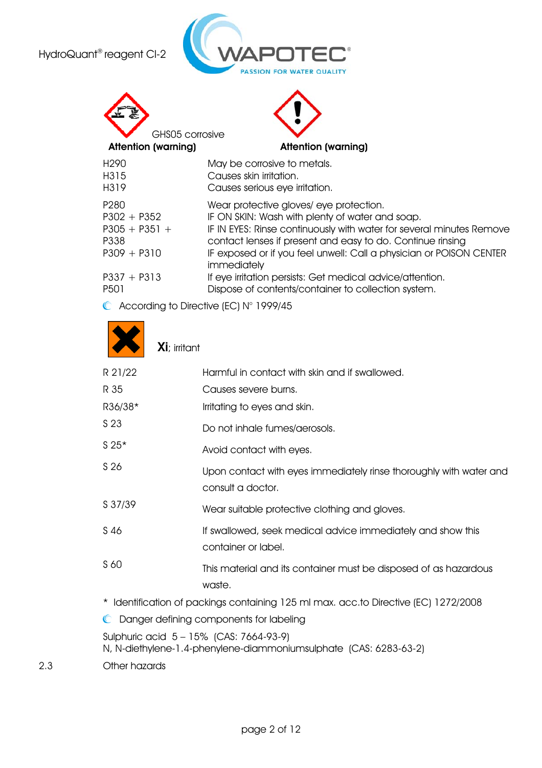GHS05 corrosive

**Attention (warning)** **Attention (warning)**

| | |
|---|---|
| H290 | May be corrosive to metals. |
| H315 | Causes skin irritation. |
| H319 | Causes serious eye irritation. |
| P280 | Wear protective gloves/ eye protection. |
| P302 + P352 | IF ON SKIN: Wash with plenty of water and soap. |
| P305 + P351 + P338 | IF IN EYES: Rinse continuously with water for several minutes Remove contact lenses if present and easy to do. Continue rinsing |
| P309 + P310 | IF exposed or if you feel unwell: Call a physician or POISON CENTER immediately |
| P337 + P313 | If eye irritation persists: Get medical advice/attention. |
| P501 | Dispose of contents/container to collection system. |

According to Directive (EC) N° 1999/45

**Xi**; irritant

| | |
|---|---|
| R 21/22 | Harmful in contact with skin and if swallowed. |
| R 35 | Causes severe burns. |
| R36/38* | Irritating to eyes and skin. |
| S 23 | Do not inhale fumes/aerosols. |
| S 25* | Avoid contact with eyes. |
| S 26 | Upon contact with eyes immediately rinse thoroughly with water and consult a doctor. |
| S 37/39 | Wear suitable protective clothing and gloves. |
| S 46 | If swallowed, seek medical advice immediately and show this container or label. |
| S 60 | This material and its container must be disposed of as hazardous waste. |

* Identification of packings containing 125 ml max. acc.to Directive (EC) 1272/2008

Danger defining components for labeling

Sulphuric acid 5 – 15% (CAS: 7664-93-9)
N, N-diethylene-1.4-phenylene-diammoniumsulphate (CAS: 6283-63-2)

2.3 Other hazards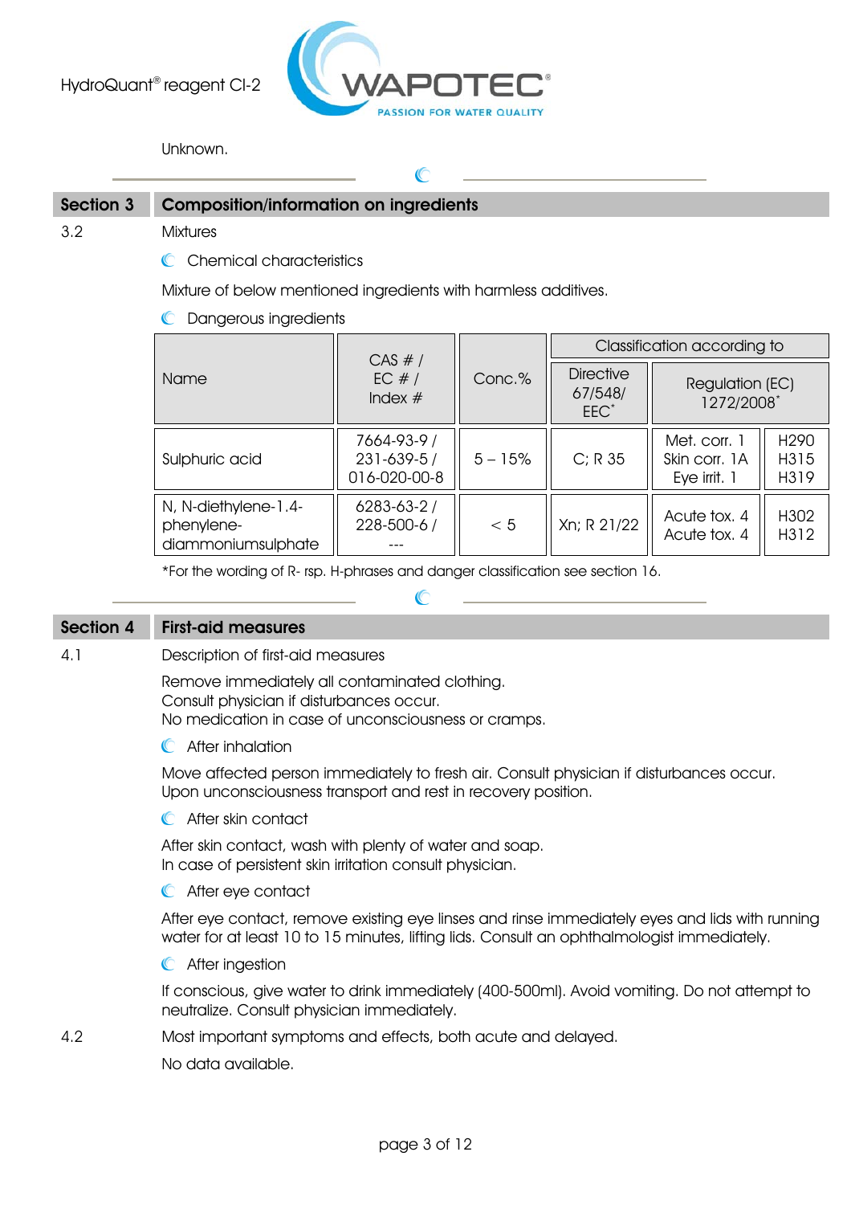Unknown.

## Section 3 Composition/information on ingredients

3.2 Mixtures

**Chemical characteristics**

Mixture of below mentioned ingredients with harmless additives.

**Dangerous ingredients**

| Name | CAS # / EC # / Index # | Conc.% | Classification according to | | |
|---|---|---|---|---|---|
| | | | Directive 67/548/ EEC* | Regulation (EC) 1272/2008* | |
| Sulphuric acid | 7664-93-9 / 231-639-5 / 016-020-00-8 | 5 – 15% | C; R 35 | Met. corr. 1 Skin corr. 1A Eye irrit. 1 | H290 H315 H319 |
| N, N-diethylene-1.4-phenylene-diammoniumsulphate | 6283-63-2 / 228-500-6 / --- | < 5 | Xn; R 21/22 | Acute tox. 4 Acute tox. 4 | H302 H312 |

*For the wording of R- rsp. H-phrases and danger classification see section 16.

## Section 4 First-aid measures

4.1 Description of first-aid measures

Remove immediately all contaminated clothing.
Consult physician if disturbances occur.
No medication in case of unconsciousness or cramps.

**After inhalation**

Move affected person immediately to fresh air. Consult physician if disturbances occur. Upon unconsciousness transport and rest in recovery position.

**After skin contact**

After skin contact, wash with plenty of water and soap.
In case of persistent skin irritation consult physician.

**After eye contact**

After eye contact, remove existing eye linses and rinse immediately eyes and lids with running water for at least 10 to 15 minutes, lifting lids. Consult an ophthalmologist immediately.

**After ingestion**

If conscious, give water to drink immediately (400-500ml). Avoid vomiting. Do not attempt to neutralize. Consult physician immediately.

4.2 Most important symptoms and effects, both acute and delayed.

No data available.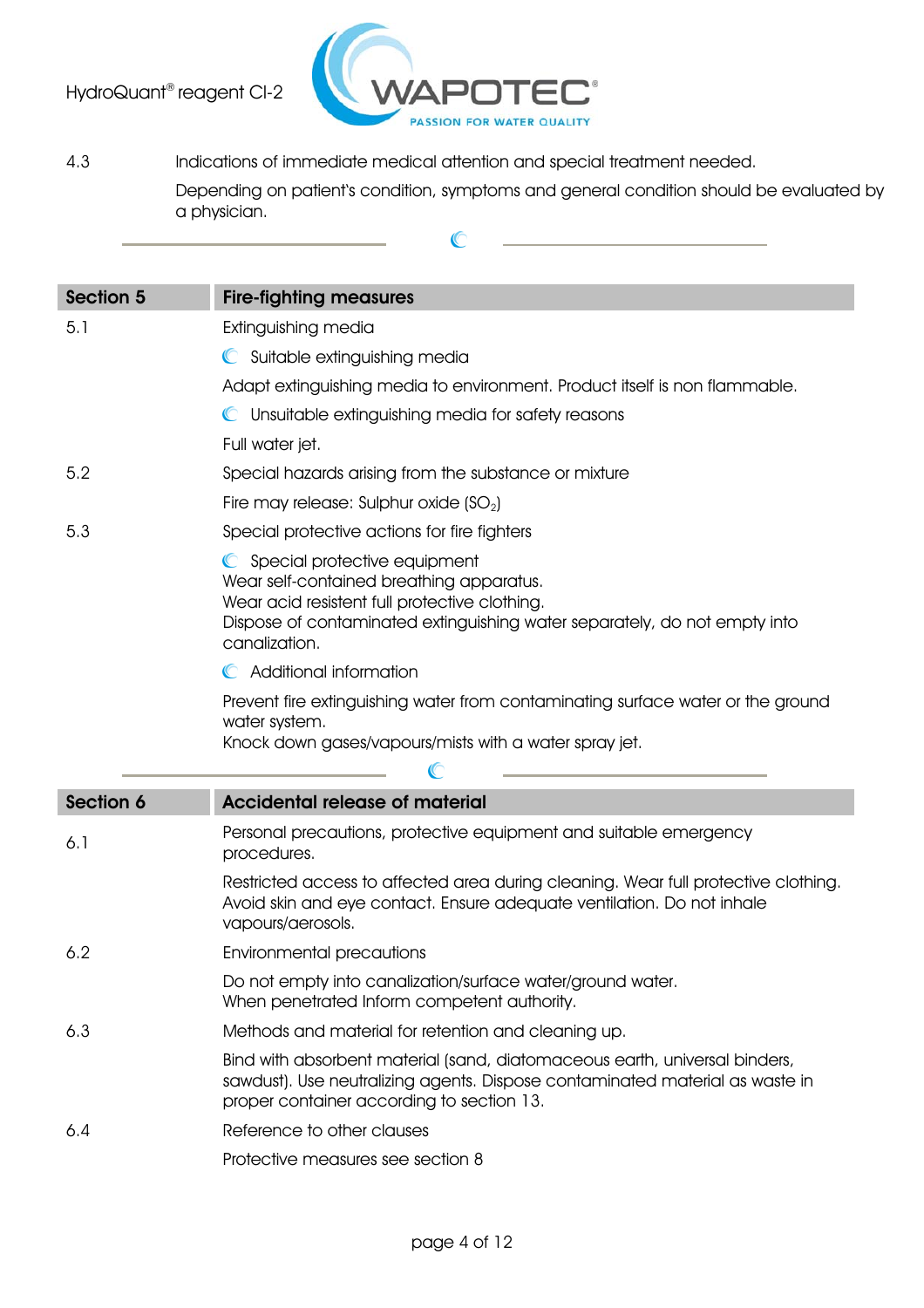4.3 Indications of immediate medical attention and special treatment needed.

Depending on patient's condition, symptoms and general condition should be evaluated by a physician.

## Section 5 Fire-fighting measures

**5.1** Extinguishing media

- Suitable extinguishing media

Adapt extinguishing media to environment. Product itself is non flammable.

- Unsuitable extinguishing media for safety reasons

Full water jet.

**5.2** Special hazards arising from the substance or mixture

Fire may release: Sulphur oxide ($SO_2$)

**5.3** Special protective actions for fire fighters

- Special protective equipment

Wear self-contained breathing apparatus.
Wear acid resistent full protective clothing.
Dispose of contaminated extinguishing water separately, do not empty into canalization.

- Additional information

Prevent fire extinguishing water from contaminating surface water or the ground water system.
Knock down gases/vapours/mists with a water spray jet.

## Section 6 Accidental release of material

**6.1** Personal precautions, protective equipment and suitable emergency procedures.

Restricted access to affected area during cleaning. Wear full protective clothing. Avoid skin and eye contact. Ensure adequate ventilation. Do not inhale vapours/aerosols.

**6.2** Environmental precautions

Do not empty into canalization/surface water/ground water.
When penetrated Inform competent authority.

**6.3** Methods and material for retention and cleaning up.

Bind with absorbent material (sand, diatomaceous earth, universal binders, sawdust). Use neutralizing agents. Dispose contaminated material as waste in proper container according to section 13.

**6.4** Reference to other clauses

Protective measures see section 8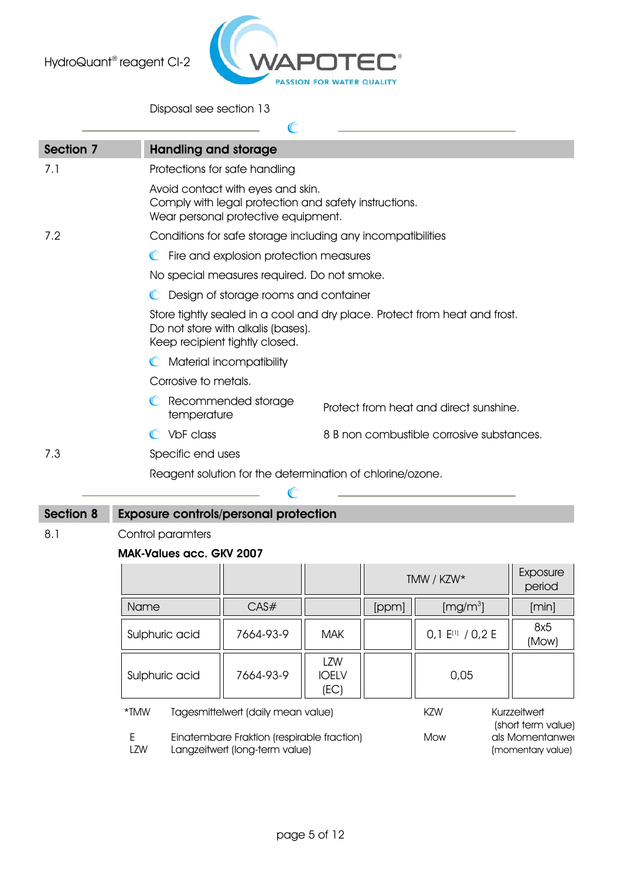Disposal see section 13

## Section 7 Handling and storage

7.1 Protections for safe handling

Avoid contact with eyes and skin.
Comply with legal protection and safety instructions.
Wear personal protective equipment.

7.2 Conditions for safe storage including any incompatibilities

Fire and explosion protection measures

No special measures required. Do not smoke.

Design of storage rooms and container

Store tightly sealed in a cool and dry place. Protect from heat and frost.
Do not store with alkalis (bases).
Keep recipient tightly closed.

Material incompatibility

Corrosive to metals.

Recommended storage temperature: Protect from heat and direct sunshine.

VbF class: 8 B non combustible corrosive substances.

7.3 Specific end uses

Reagent solution for the determination of chlorine/ozone.

## Section 8 Exposure controls/personal protection

8.1 Control paramters

**MAK-Values acc. GKV 2007**

| | | | TMW / KZW* | | Exposure period |
|---|---|---|---|---|---|
| Name | CAS# | | [ppm] | [mg/m$^3$] | [min] |
| Sulphuric acid | 7664-93-9 | MAK | | 0,1 E[1] / 0,2 E | 8x5 (Mow) |
| Sulphuric acid | 7664-93-9 | LZW IOELV (EC) | | 0,05 | |

*TMW Tagesmittelwert (daily mean value)
KZW Kurzzeitwert (short term value)
E Einatembare Fraktion (respirable fraction)
Mow als Momentanwert (momentary value)
LZW Langzeitwert (long-term value)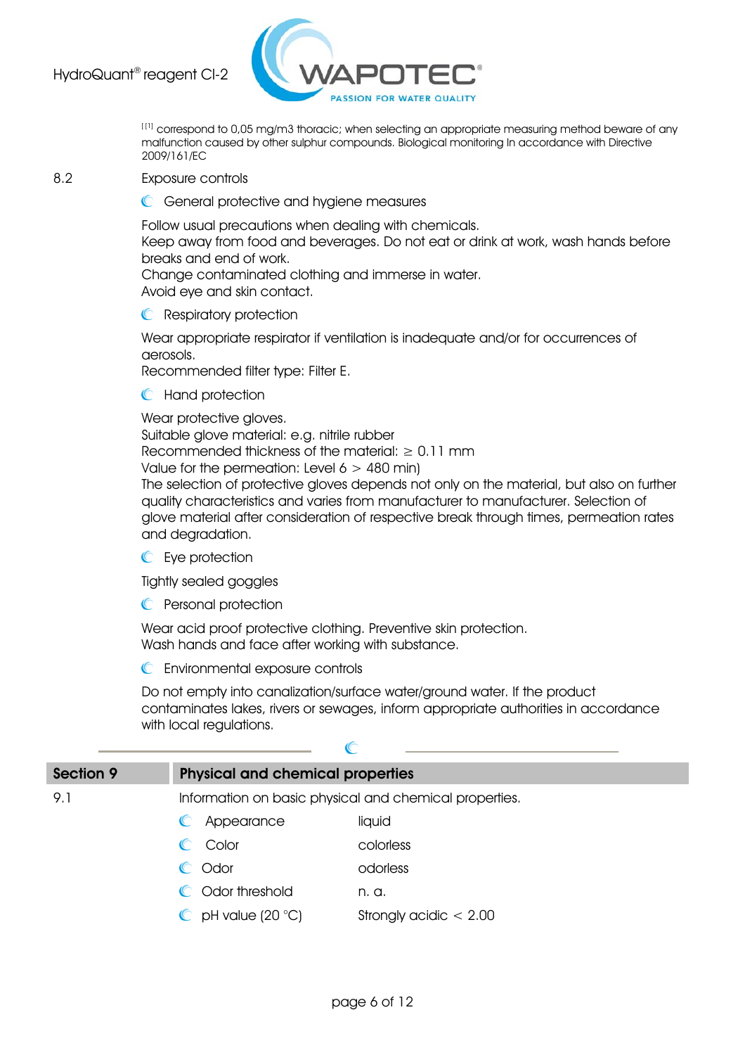[1] correspond to 0,05 mg/m3 thoracic; when selecting an appropriate measuring method beware of any malfunction caused by other sulphur compounds. Biological monitoring In accordance with Directive 2009/161/EC

8.2 Exposure controls

- General protective and hygiene measures

Follow usual precautions when dealing with chemicals.
Keep away from food and beverages. Do not eat or drink at work, wash hands before breaks and end of work.
Change contaminated clothing and immerse in water.
Avoid eye and skin contact.

- Respiratory protection

Wear appropriate respirator if ventilation is inadequate and/or for occurrences of aerosols.
Recommended filter type: Filter E.

- Hand protection

Wear protective gloves.
Suitable glove material: e.g. nitrile rubber
Recommended thickness of the material: ≥ 0.11 mm
Value for the permeation: Level 6 > 480 min)
The selection of protective gloves depends not only on the material, but also on further quality characteristics and varies from manufacturer to manufacturer. Selection of glove material after consideration of respective break through times, permeation rates and degradation.

- Eye protection

Tightly sealed goggles

- Personal protection

Wear acid proof protective clothing. Preventive skin protection.
Wash hands and face after working with substance.

- Environmental exposure controls

Do not empty into canalization/surface water/ground water. If the product contaminates lakes, rivers or sewages, inform appropriate authorities in accordance with local regulations.

## Section 9 Physical and chemical properties

9.1 Information on basic physical and chemical properties.

| Property | Value |
| --- | --- |
| Appearance | liquid |
| Color | colorless |
| Odor | odorless |
| Odor threshold | n. a. |
| pH value (20 °C) | Strongly acidic < 2.00 |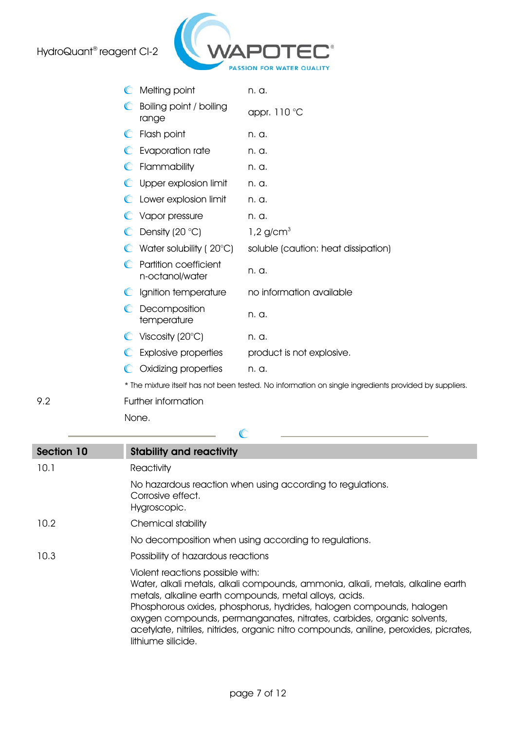| Property | Value |
| --- | --- |
| Melting point | n. a. |
| Boiling point / boiling range | appr. 110 °C |
| Flash point | n. a. |
| Evaporation rate | n. a. |
| Flammability | n. a. |
| Upper explosion limit | n. a. |
| Lower explosion limit | n. a. |
| Vapor pressure | n. a. |
| Density (20 °C) | 1,2 g/cm$^3$ |
| Water solubility ( 20°C) | soluble (caution: heat dissipation) |
| Partition coefficient n-octanol/water | n. a. |
| Ignition temperature | no information available |
| Decomposition temperature | n. a. |
| Viscosity (20°C) | n. a. |
| Explosive properties | product is not explosive. |
| Oxidizing properties | n. a. |

* The mixture itself has not been tested. No information on single ingredients provided by suppliers.

**9.2** Further information

None.

## Section 10 Stability and reactivity

**10.1** Reactivity

No hazardous reaction when using according to regulations.
Corrosive effect.
Hygroscopic.

**10.2** Chemical stability

No decomposition when using according to regulations.

**10.3** Possibility of hazardous reactions

Violent reactions possible with:
Water, alkali metals, alkali compounds, ammonia, alkali, metals, alkaline earth metals, alkaline earth compounds, metal alloys, acids.
Phosphorous oxides, phosphorus, hydrides, halogen compounds, halogen oxygen compounds, permanganates, nitrates, carbides, organic solvents, acetylate, nitriles, nitrides, organic nitro compounds, aniline, peroxides, picrates, lithiume silicide.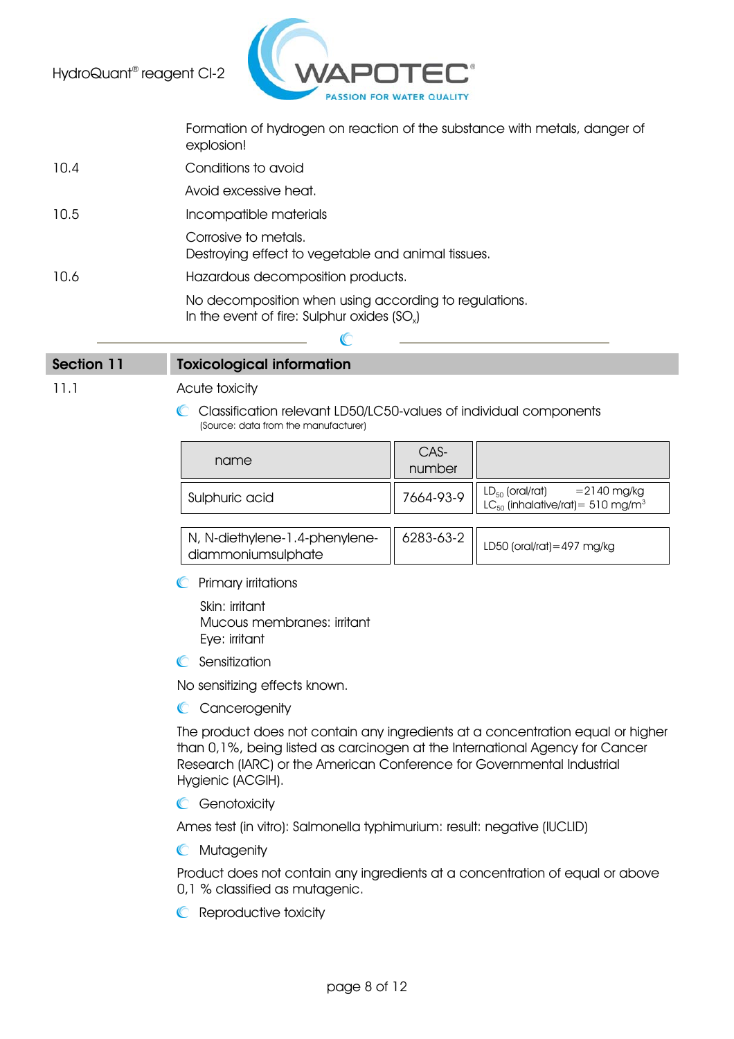Formation of hydrogen on reaction of the substance with metals, danger of explosion!

10.4 Conditions to avoid

Avoid excessive heat.

10.5 Incompatible materials

Corrosive to metals.
Destroying effect to vegetable and animal tissues.

10.6 Hazardous decomposition products.

No decomposition when using according to regulations.
In the event of fire: Sulphur oxides ($SO_x$)

## Section 11 Toxicological information

11.1 Acute toxicity

- Classification relevant LD50/LC50-values of individual components
  (Source: data from the manufacturer)

| name | CAS-number | |
|---|---|---|
| Sulphuric acid | 7664-93-9 | $LD_{50}$ (oral/rat) =2140 mg/kg<br>$LC_{50}$ (inhalative/rat)= 510 mg/m$^3$ |
| N, N-diethylene-1.4-phenylene-diammoniumsulphate | 6283-63-2 | LD50 (oral/rat)=497 mg/kg |

- Primary irritations

  Skin: irritant
  Mucous membranes: irritant
  Eye: irritant

- Sensitization

No sensitizing effects known.

- Cancerogenity

The product does not contain any ingredients at a concentration equal or higher than 0,1%, being listed as carcinogen at the International Agency for Cancer Research (IARC) or the American Conference for Governmental Industrial Hygienic (ACGIH).

- Genotoxicity

Ames test (in vitro): Salmonella typhimurium: result: negative (IUCLID)

- Mutagenity

Product does not contain any ingredients at a concentration of equal or above 0,1 % classified as mutagenic.

- Reproductive toxicity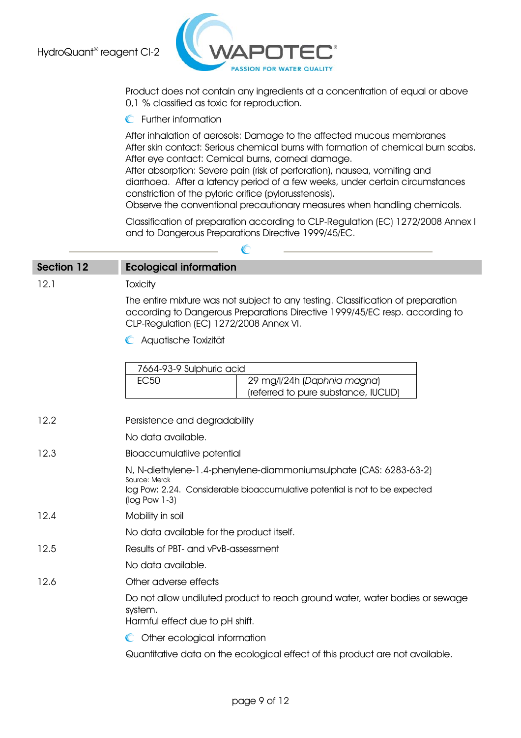Product does not contain any ingredients at a concentration of equal or above 0,1 % classified as toxic for reproduction.

**Further information**

After inhalation of aerosols: Damage to the affected mucous membranes
After skin contact: Serious chemical burns with formation of chemical burn scabs.
After eye contact: Cemical burns, corneal damage.
After absorption: Severe pain (risk of perforation), nausea, vomiting and diarrhoea. After a latency period of a few weeks, under certain circumstances constriction of the pyloric orifice (pylorusstenosis).
Observe the conventional precautionary measures when handling chemicals.

Classification of preparation according to CLP-Regulation (EC) 1272/2008 Annex I and to Dangerous Preparations Directive 1999/45/EC.

## Section 12 Ecological information

**12.1 Toxicity**

The entire mixture was not subject to any testing. Classification of preparation according to Dangerous Preparations Directive 1999/45/EC resp. according to CLP-Regulation (EC) 1272/2008 Annex VI.

**Aquatische Toxizität**

| 7664-93-9 Sulphuric acid | |
|---|---|
| EC50 | 29 mg/l/24h (*Daphnia magna*) (referred to pure substance, IUCLID) |

**12.2 Persistence and degradability**

No data available.

**12.3 Bioaccumulatiive potential**

N, N-diethylene-1.4-phenylene-diammoniumsulphate (CAS: 6283-63-2)
Source: Merck
log Pow: 2.24. Considerable bioaccumulative potential is not to be expected (log Pow 1-3)

**12.4 Mobility in soil**

No data available for the product itself.

**12.5 Results of PBT- and vPvB-assessment**

No data available.

**12.6 Other adverse effects**

Do not allow undiluted product to reach ground water, water bodies or sewage system.
Harmful effect due to pH shift.

**Other ecological information**

Quantitative data on the ecological effect of this product are not available.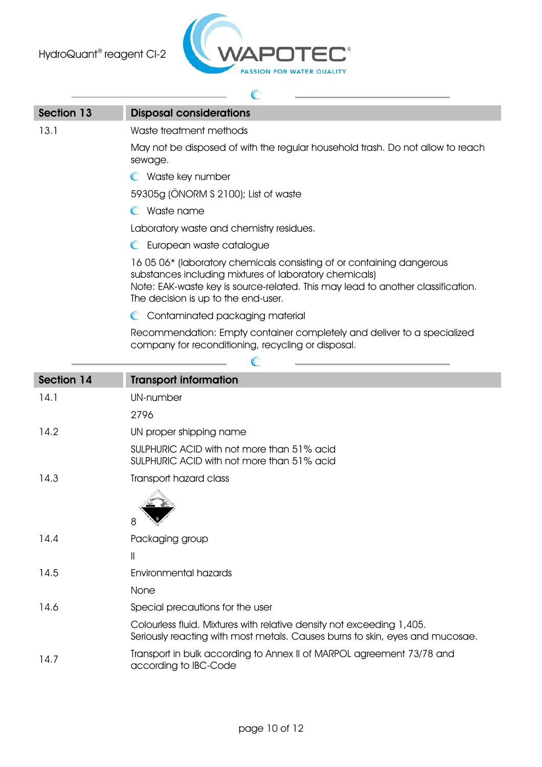## Section 13 Disposal considerations

**13.1** Waste treatment methods

May not be disposed of with the regular household trash. Do not allow to reach sewage.

**Waste key number**

59305g (ÖNORM S 2100); List of waste

**Waste name**

Laboratory waste and chemistry residues.

**European waste catalogue**

16 05 06* (laboratory chemicals consisting of or containing dangerous substances including mixtures of laboratory chemicals)
Note: EAK-waste key is source-related. This may lead to another classification. The decision is up to the end-user.

**Contaminated packaging material**

Recommendation: Empty container completely and deliver to a specialized company for reconditioning, recycling or disposal.

## Section 14 Transport information

**14.1** UN-number

2796

**14.2** UN proper shipping name

SULPHURIC ACID with not more than 51% acid
SULPHURIC ACID with not more than 51% acid

**14.3** Transport hazard class

8

**14.4** Packaging group

II

**14.5** Environmental hazards

None

**14.6** Special precautions for the user

Colourless fluid. Mixtures with relative density not exceeding 1,405.
Seriously reacting with most metals. Causes burns to skin, eyes and mucosae.

**14.7** Transport in bulk according to Annex II of MARPOL agreement 73/78 and according to IBC-Code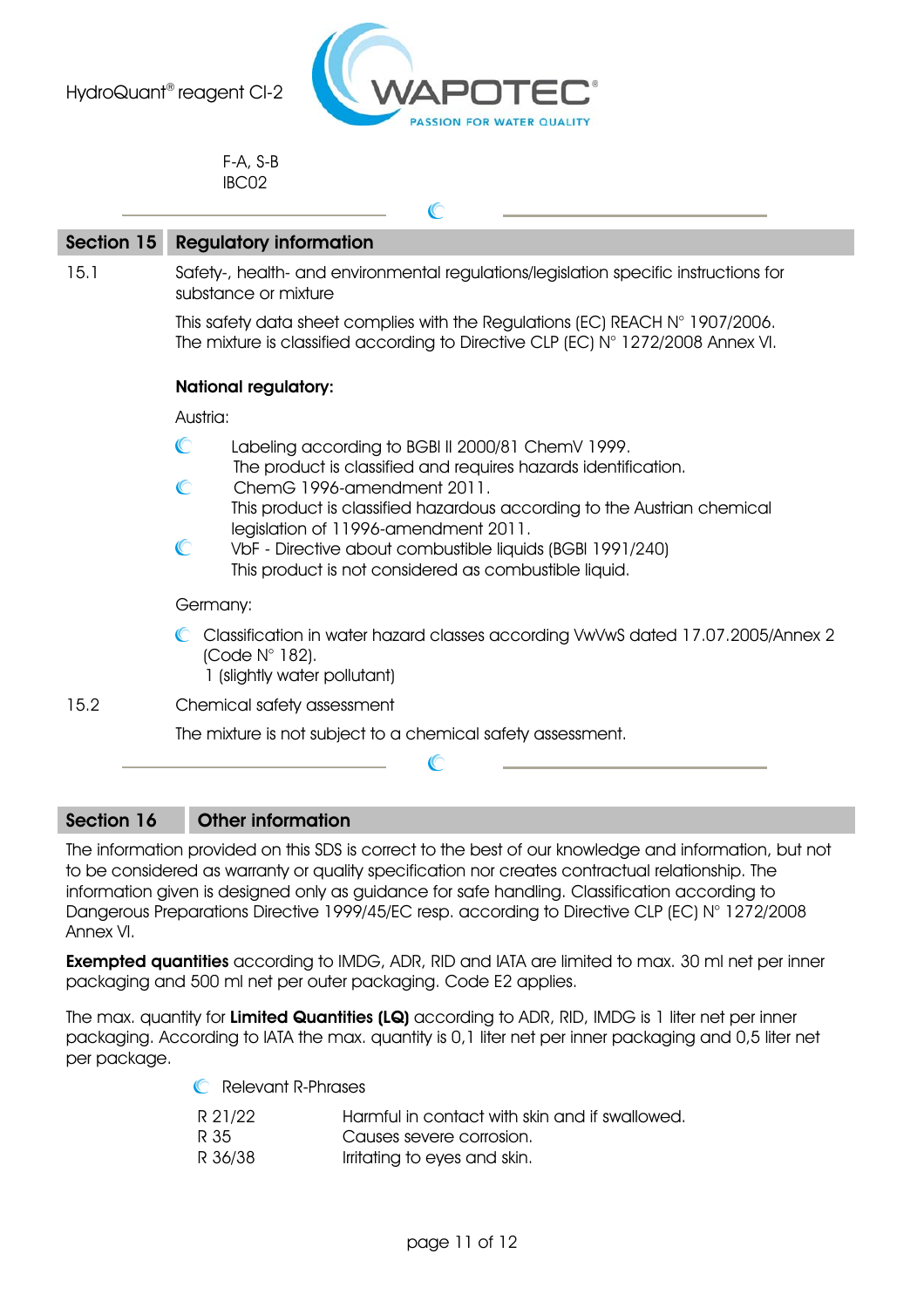F-A, S-B
IBC02

## Section 15 Regulatory information

15.1 Safety-, health- and environmental regulations/legislation specific instructions for substance or mixture

This safety data sheet complies with the Regulations (EC) REACH N° 1907/2006.
The mixture is classified according to Directive CLP (EC) N° 1272/2008 Annex VI.

**National regulatory:**

Austria:

- Labeling according to BGBl II 2000/81 ChemV 1999.
  The product is classified and requires hazards identification.
- ChemG 1996-amendment 2011.
  This product is classified hazardous according to the Austrian chemical legislation of 11996-amendment 2011.
- VbF - Directive about combustible liquids (BGBl 1991/240)
  This product is not considered as combustible liquid.

Germany:

- Classification in water hazard classes according VwVwS dated 17.07.2005/Annex 2 (Code N° 182).
  1 (slightly water pollutant)

15.2 Chemical safety assessment

The mixture is not subject to a chemical safety assessment.

## Section 16 Other information

The information provided on this SDS is correct to the best of our knowledge and information, but not to be considered as warranty or quality specification nor creates contractual relationship. The information given is designed only as guidance for safe handling. Classification according to Dangerous Preparations Directive 1999/45/EC resp. according to Directive CLP (EC) N° 1272/2008 Annex VI.

**Exempted quantities** according to IMDG, ADR, RID and IATA are limited to max. 30 ml net per inner packaging and 500 ml net per outer packaging. Code E2 applies.

The max. quantity for **Limited Quantities (LQ)** according to ADR, RID, IMDG is 1 liter net per inner packaging. According to IATA the max. quantity is 0,1 liter net per inner packaging and 0,5 liter net per package.

- Relevant R-Phrases

| | |
|---|---|
| R 21/22 | Harmful in contact with skin and if swallowed. |
| R 35 | Causes severe corrosion. |
| R 36/38 | Irritating to eyes and skin. |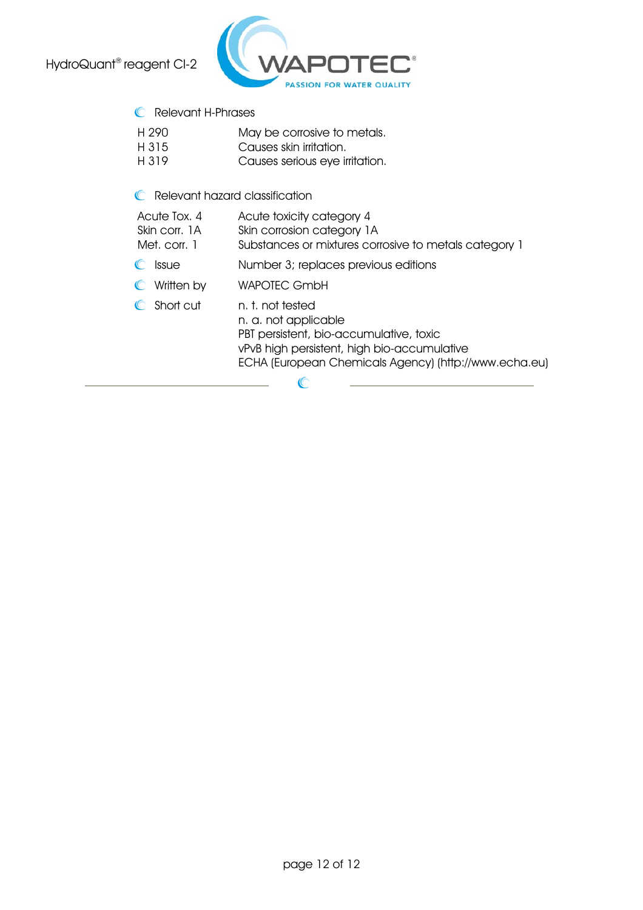## Relevant H-Phrases

| | |
|---|---|
| H 290 | May be corrosive to metals. |
| H 315 | Causes skin irritation. |
| H 319 | Causes serious eye irritation. |

## Relevant hazard classification

| | |
|---|---|
| Acute Tox. 4 | Acute toxicity category 4 |
| Skin corr. 1A | Skin corrosion category 1A |
| Met. corr. 1 | Substances or mixtures corrosive to metals category 1 |

## Issue

Number 3; replaces previous editions

## Written by

WAPOTEC GmbH

## Short cut

n. t. not tested
n. a. not applicable
PBT persistent, bio-accumulative, toxic
vPvB high persistent, high bio-accumulative
ECHA (European Chemicals Agency) (http://www.echa.eu)